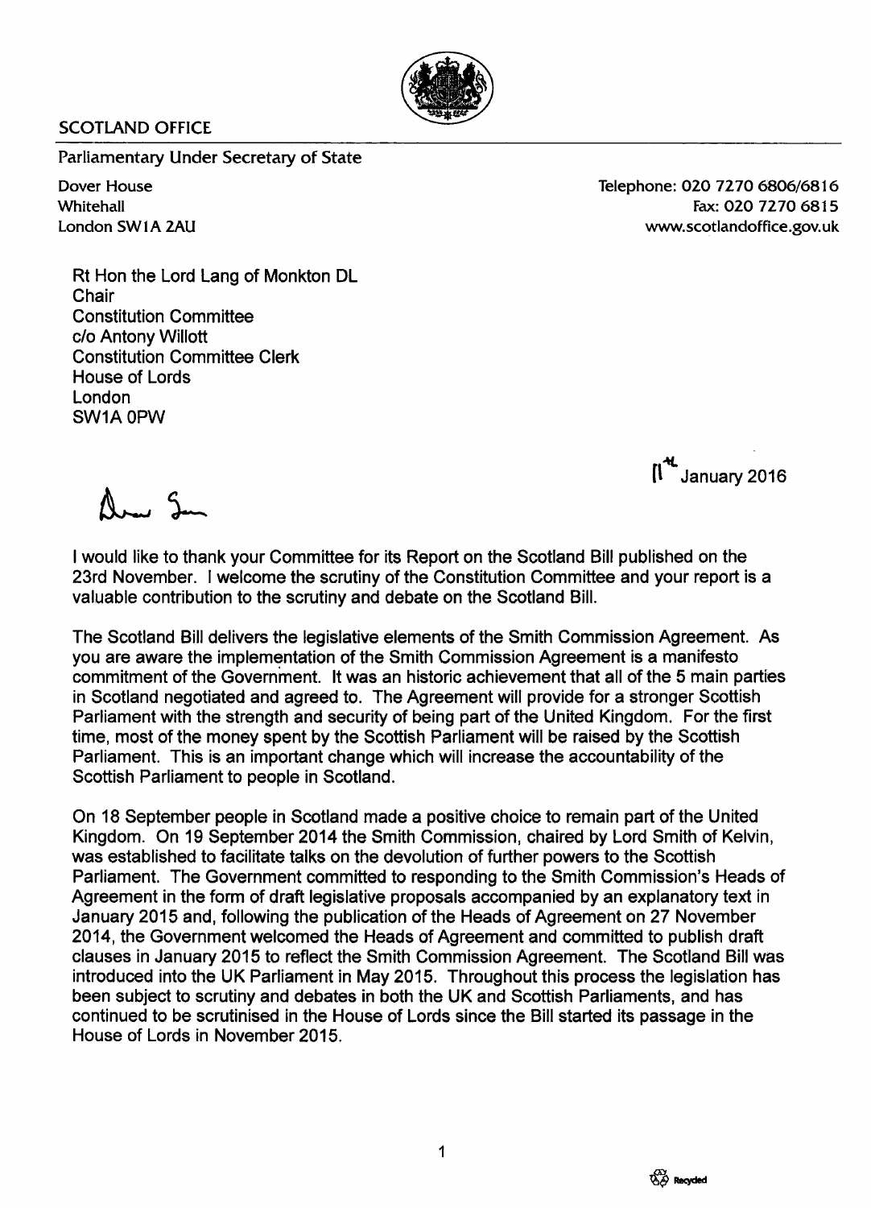SCOTLAND OFFICE

Parliamentary Under Secretary of State

Dover House
Whitehall
London SW1A 2AU

Telephone: 020 7270 6806/6816
Fax: 020 7270 6815
www.scotlandoffice.gov.uk

Rt Hon the Lord Lang of Monkton DL
Chair
Constitution Committee
c/o Antony Willott
Constitution Committee Clerk
House of Lords
London
SW1A 0PW

11th January 2016

Dear Ian

I would like to thank your Committee for its Report on the Scotland Bill published on the 23rd November. I welcome the scrutiny of the Constitution Committee and your report is a valuable contribution to the scrutiny and debate on the Scotland Bill.

The Scotland Bill delivers the legislative elements of the Smith Commission Agreement. As you are aware the implementation of the Smith Commission Agreement is a manifesto commitment of the Government. It was an historic achievement that all of the 5 main parties in Scotland negotiated and agreed to. The Agreement will provide for a stronger Scottish Parliament with the strength and security of being part of the United Kingdom. For the first time, most of the money spent by the Scottish Parliament will be raised by the Scottish Parliament. This is an important change which will increase the accountability of the Scottish Parliament to people in Scotland.

On 18 September people in Scotland made a positive choice to remain part of the United Kingdom. On 19 September 2014 the Smith Commission, chaired by Lord Smith of Kelvin, was established to facilitate talks on the devolution of further powers to the Scottish Parliament. The Government committed to responding to the Smith Commission's Heads of Agreement in the form of draft legislative proposals accompanied by an explanatory text in January 2015 and, following the publication of the Heads of Agreement on 27 November 2014, the Government welcomed the Heads of Agreement and committed to publish draft clauses in January 2015 to reflect the Smith Commission Agreement. The Scotland Bill was introduced into the UK Parliament in May 2015. Throughout this process the legislation has been subject to scrutiny and debates in both the UK and Scottish Parliaments, and has continued to be scrutinised in the House of Lords since the Bill started its passage in the House of Lords in November 2015.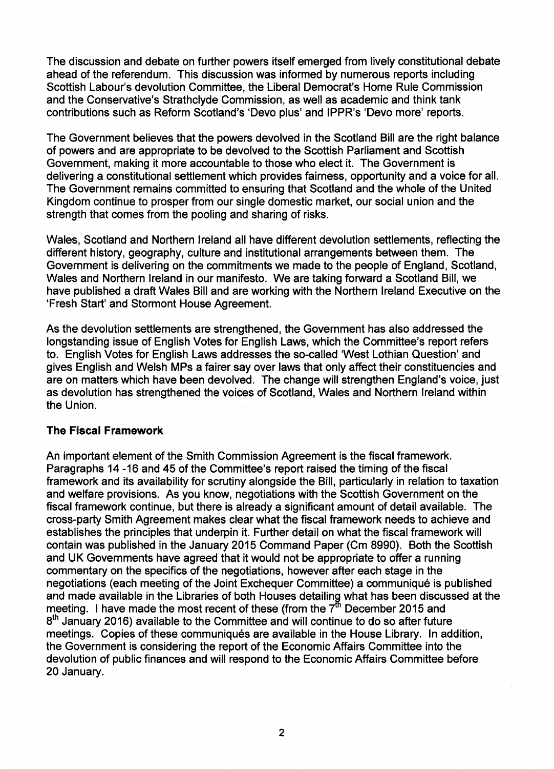The discussion and debate on further powers itself emerged from lively constitutional debate ahead of the referendum. This discussion was informed by numerous reports including Scottish Labour's devolution Committee, the Liberal Democrat's Home Rule Commission and the Conservative's Strathclyde Commission, as well as academic and think tank contributions such as Reform Scotland's 'Devo plus' and IPPR's 'Devo more' reports.

The Government believes that the powers devolved in the Scotland Bill are the right balance of powers and are appropriate to be devolved to the Scottish Parliament and Scottish Government, making it more accountable to those who elect it. The Government is delivering a constitutional settlement which provides fairness, opportunity and a voice for all. The Government remains committed to ensuring that Scotland and the whole of the United Kingdom continue to prosper from our single domestic market, our social union and the strength that comes from the pooling and sharing of risks.

Wales, Scotland and Northern Ireland all have different devolution settlements, reflecting the different history, geography, culture and institutional arrangements between them. The Government is delivering on the commitments we made to the people of England, Scotland, Wales and Northern Ireland in our manifesto. We are taking forward a Scotland Bill, we have published a draft Wales Bill and are working with the Northern Ireland Executive on the 'Fresh Start' and Stormont House Agreement.

As the devolution settlements are strengthened, the Government has also addressed the longstanding issue of English Votes for English Laws, which the Committee's report refers to. English Votes for English Laws addresses the so-called 'West Lothian Question' and gives English and Welsh MPs a fairer say over laws that only affect their constituencies and are on matters which have been devolved. The change will strengthen England's voice, just as devolution has strengthened the voices of Scotland, Wales and Northern Ireland within the Union.

**The Fiscal Framework**

An important element of the Smith Commission Agreement is the fiscal framework. Paragraphs 14 -16 and 45 of the Committee's report raised the timing of the fiscal framework and its availability for scrutiny alongside the Bill, particularly in relation to taxation and welfare provisions. As you know, negotiations with the Scottish Government on the fiscal framework continue, but there is already a significant amount of detail available. The cross-party Smith Agreement makes clear what the fiscal framework needs to achieve and establishes the principles that underpin it. Further detail on what the fiscal framework will contain was published in the January 2015 Command Paper (Cm 8990). Both the Scottish and UK Governments have agreed that it would not be appropriate to offer a running commentary on the specifics of the negotiations, however after each stage in the negotiations (each meeting of the Joint Exchequer Committee) a communiqué is published and made available in the Libraries of both Houses detailing what has been discussed at the meeting. I have made the most recent of these (from the 7th December 2015 and 8th January 2016) available to the Committee and will continue to do so after future meetings. Copies of these communiqués are available in the House Library. In addition, the Government is considering the report of the Economic Affairs Committee into the devolution of public finances and will respond to the Economic Affairs Committee before 20 January.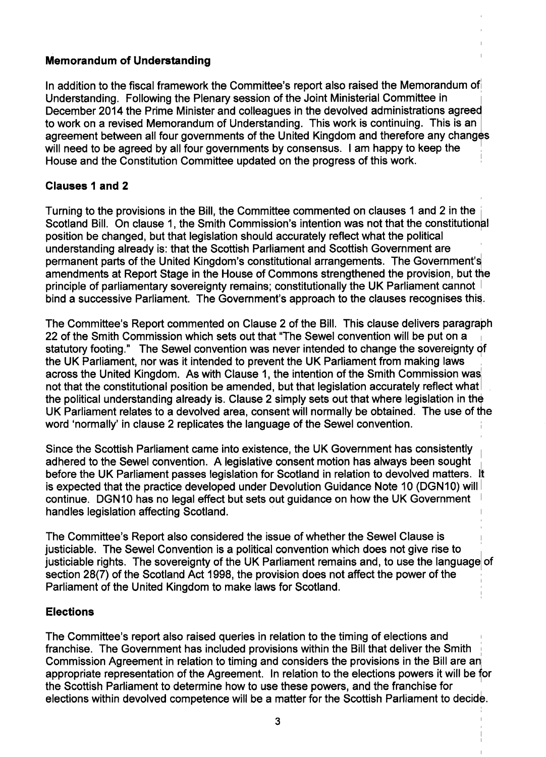## Memorandum of Understanding

In addition to the fiscal framework the Committee's report also raised the Memorandum of Understanding. Following the Plenary session of the Joint Ministerial Committee in December 2014 the Prime Minister and colleagues in the devolved administrations agreed to work on a revised Memorandum of Understanding. This work is continuing. This is an agreement between all four governments of the United Kingdom and therefore any changes will need to be agreed by all four governments by consensus. I am happy to keep the House and the Constitution Committee updated on the progress of this work.

## Clauses 1 and 2

Turning to the provisions in the Bill, the Committee commented on clauses 1 and 2 in the Scotland Bill. On clause 1, the Smith Commission's intention was not that the constitutional position be changed, but that legislation should accurately reflect what the political understanding already is: that the Scottish Parliament and Scottish Government are permanent parts of the United Kingdom's constitutional arrangements. The Government's amendments at Report Stage in the House of Commons strengthened the provision, but the principle of parliamentary sovereignty remains; constitutionally the UK Parliament cannot bind a successive Parliament. The Government's approach to the clauses recognises this.

The Committee's Report commented on Clause 2 of the Bill. This clause delivers paragraph 22 of the Smith Commission which sets out that "The Sewel convention will be put on a statutory footing." The Sewel convention was never intended to change the sovereignty of the UK Parliament, nor was it intended to prevent the UK Parliament from making laws across the United Kingdom. As with Clause 1, the intention of the Smith Commission was not that the constitutional position be amended, but that legislation accurately reflect what the political understanding already is. Clause 2 simply sets out that where legislation in the UK Parliament relates to a devolved area, consent will normally be obtained. The use of the word 'normally' in clause 2 replicates the language of the Sewel convention.

Since the Scottish Parliament came into existence, the UK Government has consistently adhered to the Sewel convention. A legislative consent motion has always been sought before the UK Parliament passes legislation for Scotland in relation to devolved matters. It is expected that the practice developed under Devolution Guidance Note 10 (DGN10) will continue. DGN10 has no legal effect but sets out guidance on how the UK Government handles legislation affecting Scotland.

The Committee's Report also considered the issue of whether the Sewel Clause is justiciable. The Sewel Convention is a political convention which does not give rise to justiciable rights. The sovereignty of the UK Parliament remains and, to use the language of section 28(7) of the Scotland Act 1998, the provision does not affect the power of the Parliament of the United Kingdom to make laws for Scotland.

## Elections

The Committee's report also raised queries in relation to the timing of elections and franchise. The Government has included provisions within the Bill that deliver the Smith Commission Agreement in relation to timing and considers the provisions in the Bill are an appropriate representation of the Agreement. In relation to the elections powers it will be for the Scottish Parliament to determine how to use these powers, and the franchise for elections within devolved competence will be a matter for the Scottish Parliament to decide.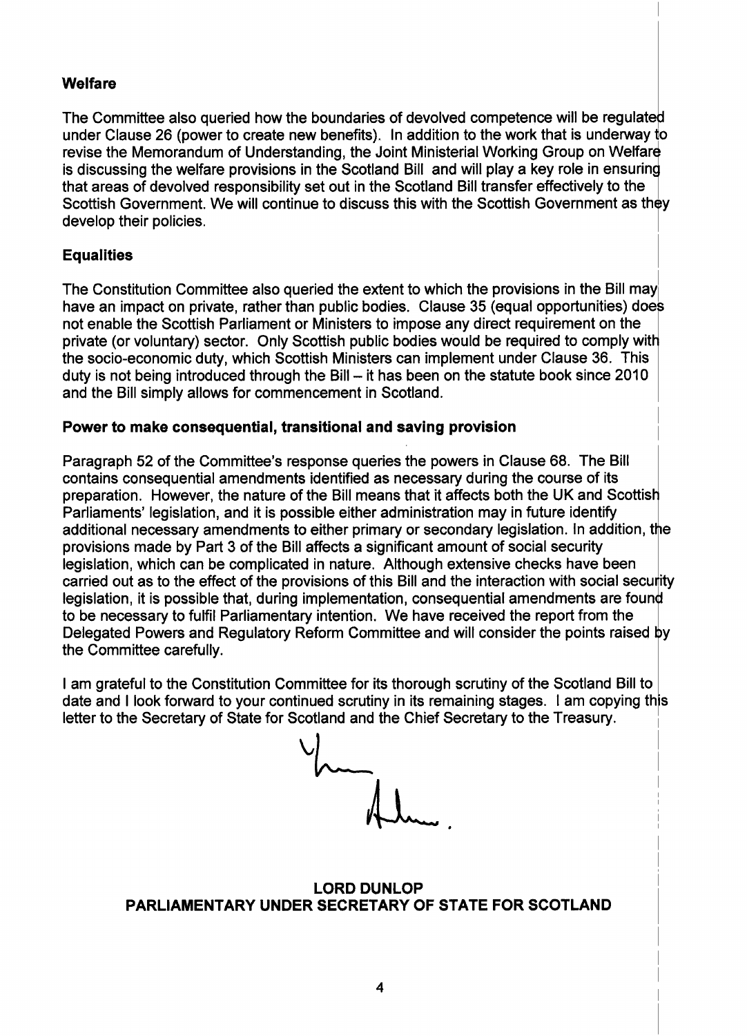### Welfare

The Committee also queried how the boundaries of devolved competence will be regulated under Clause 26 (power to create new benefits). In addition to the work that is underway to revise the Memorandum of Understanding, the Joint Ministerial Working Group on Welfare is discussing the welfare provisions in the Scotland Bill and will play a key role in ensuring that areas of devolved responsibility set out in the Scotland Bill transfer effectively to the Scottish Government. We will continue to discuss this with the Scottish Government as they develop their policies.

### Equalities

The Constitution Committee also queried the extent to which the provisions in the Bill may have an impact on private, rather than public bodies. Clause 35 (equal opportunities) does not enable the Scottish Parliament or Ministers to impose any direct requirement on the private (or voluntary) sector. Only Scottish public bodies would be required to comply with the socio-economic duty, which Scottish Ministers can implement under Clause 36. This duty is not being introduced through the Bill – it has been on the statute book since 2010 and the Bill simply allows for commencement in Scotland.

### Power to make consequential, transitional and saving provision

Paragraph 52 of the Committee's response queries the powers in Clause 68. The Bill contains consequential amendments identified as necessary during the course of its preparation. However, the nature of the Bill means that it affects both the UK and Scottish Parliaments' legislation, and it is possible either administration may in future identify additional necessary amendments to either primary or secondary legislation. In addition, the provisions made by Part 3 of the Bill affects a significant amount of social security legislation, which can be complicated in nature. Although extensive checks have been carried out as to the effect of the provisions of this Bill and the interaction with social security legislation, it is possible that, during implementation, consequential amendments are found to be necessary to fulfil Parliamentary intention. We have received the report from the Delegated Powers and Regulatory Reform Committee and will consider the points raised by the Committee carefully.

I am grateful to the Constitution Committee for its thorough scrutiny of the Scotland Bill to date and I look forward to your continued scrutiny in its remaining stages. I am copying this letter to the Secretary of State for Scotland and the Chief Secretary to the Treasury.

**LORD DUNLOP**
**PARLIAMENTARY UNDER SECRETARY OF STATE FOR SCOTLAND**